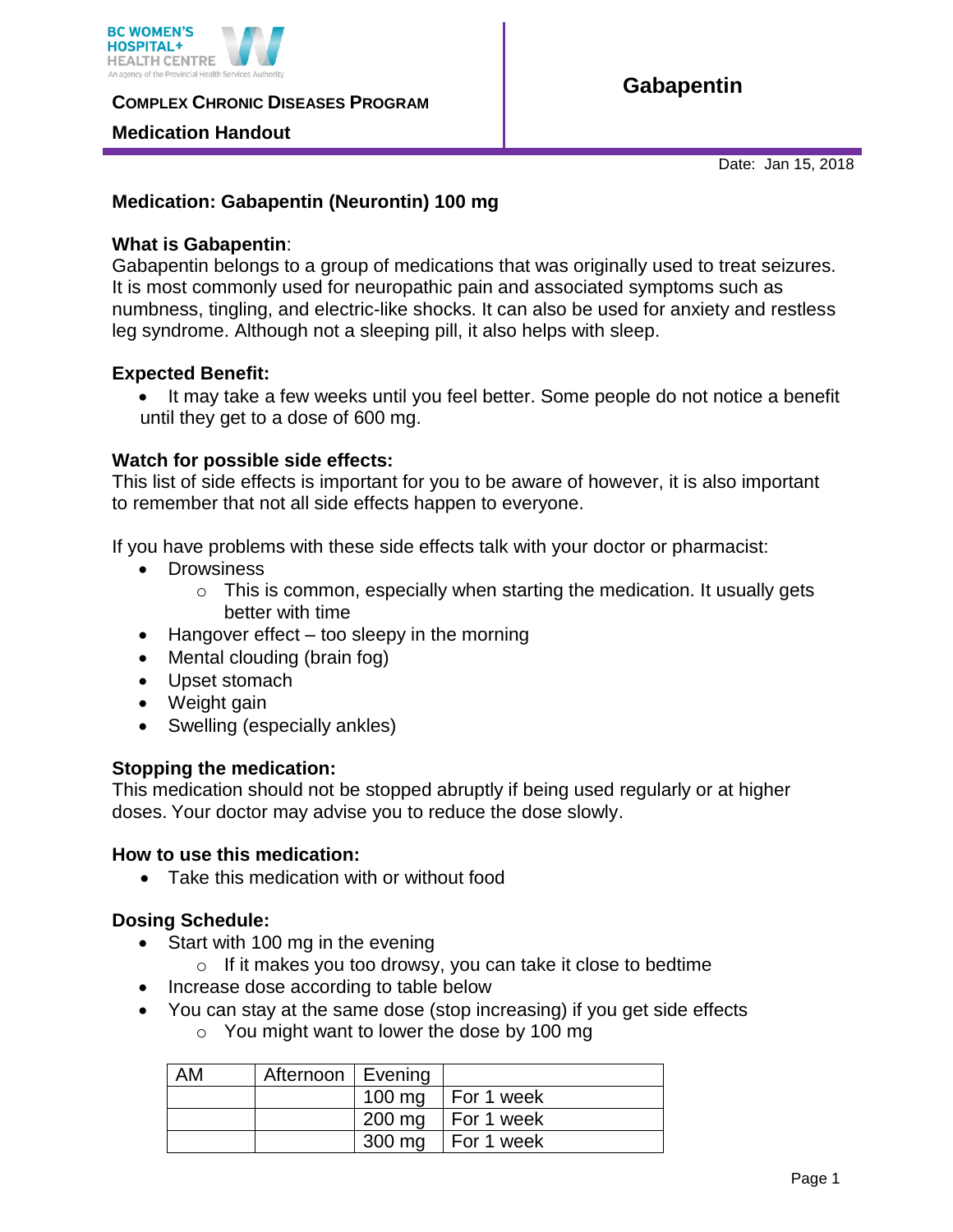BC WOMEN'S HOSPITAL+ HEALTH CENTRE
An agency of the Provincial Health Services Authority

**COMPLEX CHRONIC DISEASES PROGRAM**

**Medication Handout**

# Gabapentin

Date: Jan 15, 2018

**Medication: Gabapentin (Neurontin) 100 mg**

**What is Gabapentin**:
Gabapentin belongs to a group of medications that was originally used to treat seizures. It is most commonly used for neuropathic pain and associated symptoms such as numbness, tingling, and electric-like shocks. It can also be used for anxiety and restless leg syndrome. Although not a sleeping pill, it also helps with sleep.

**Expected Benefit:**

- It may take a few weeks until you feel better. Some people do not notice a benefit until they get to a dose of 600 mg.

**Watch for possible side effects:**
This list of side effects is important for you to be aware of however, it is also important to remember that not all side effects happen to everyone.

If you have problems with these side effects talk with your doctor or pharmacist:

- Drowsiness
  - This is common, especially when starting the medication. It usually gets better with time
- Hangover effect – too sleepy in the morning
- Mental clouding (brain fog)
- Upset stomach
- Weight gain
- Swelling (especially ankles)

**Stopping the medication:**
This medication should not be stopped abruptly if being used regularly or at higher doses. Your doctor may advise you to reduce the dose slowly.

**How to use this medication:**

- Take this medication with or without food

**Dosing Schedule:**

- Start with 100 mg in the evening
  - If it makes you too drowsy, you can take it close to bedtime
- Increase dose according to table below
- You can stay at the same dose (stop increasing) if you get side effects
  - You might want to lower the dose by 100 mg

| AM | Afternoon | Evening | |
|---|---|---|---|
| | | 100 mg | For 1 week |
| | | 200 mg | For 1 week |
| | | 300 mg | For 1 week |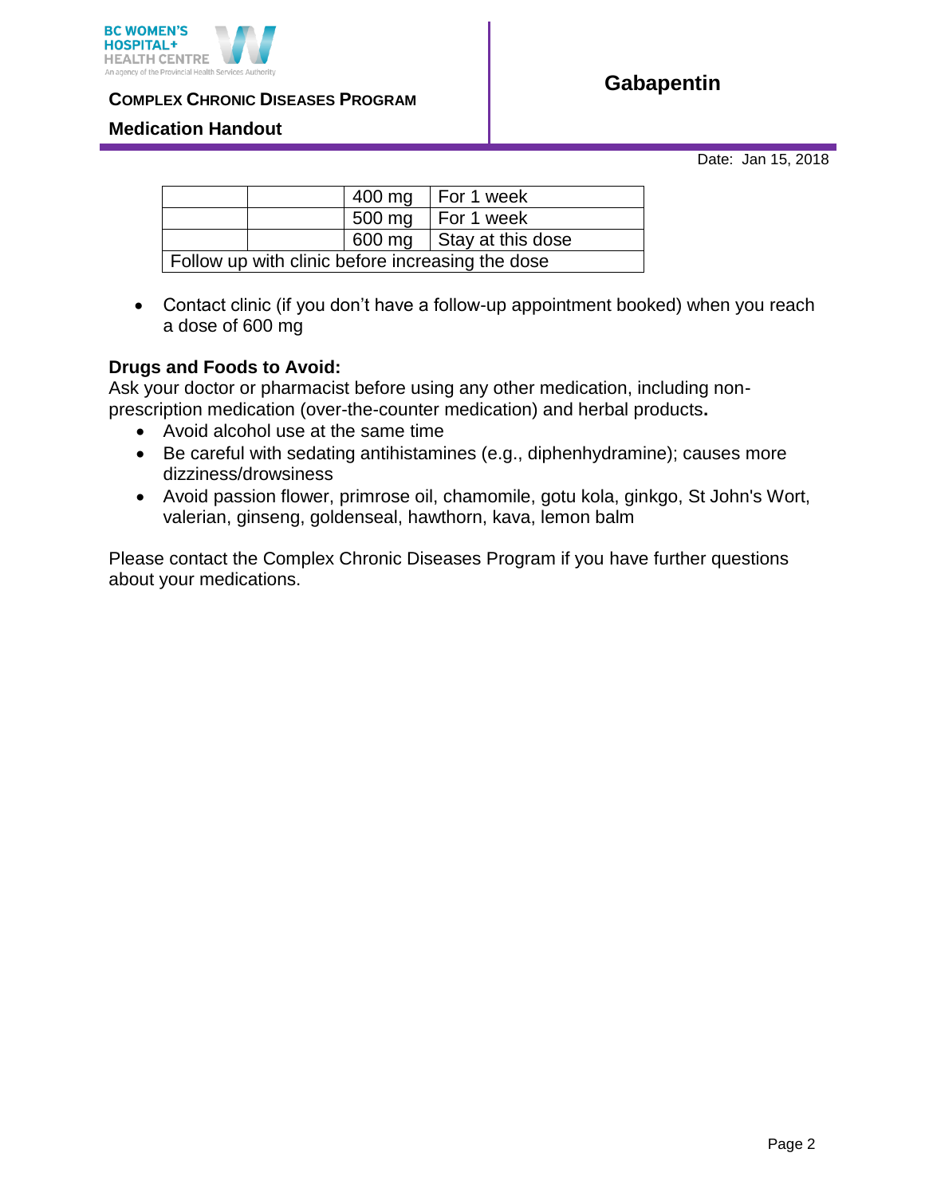| | | | |
|---|---|---|---|
| | | 400 mg | For 1 week |
| | | 500 mg | For 1 week |
| | | 600 mg | Stay at this dose |
| Follow up with clinic before increasing the dose | | | |

- Contact clinic (if you don't have a follow-up appointment booked) when you reach a dose of 600 mg

**Drugs and Foods to Avoid:**
Ask your doctor or pharmacist before using any other medication, including non-prescription medication (over-the-counter medication) and herbal products**.**

- Avoid alcohol use at the same time
- Be careful with sedating antihistamines (e.g., diphenhydramine); causes more dizziness/drowsiness
- Avoid passion flower, primrose oil, chamomile, gotu kola, ginkgo, St John's Wort, valerian, ginseng, goldenseal, hawthorn, kava, lemon balm

Please contact the Complex Chronic Diseases Program if you have further questions about your medications.